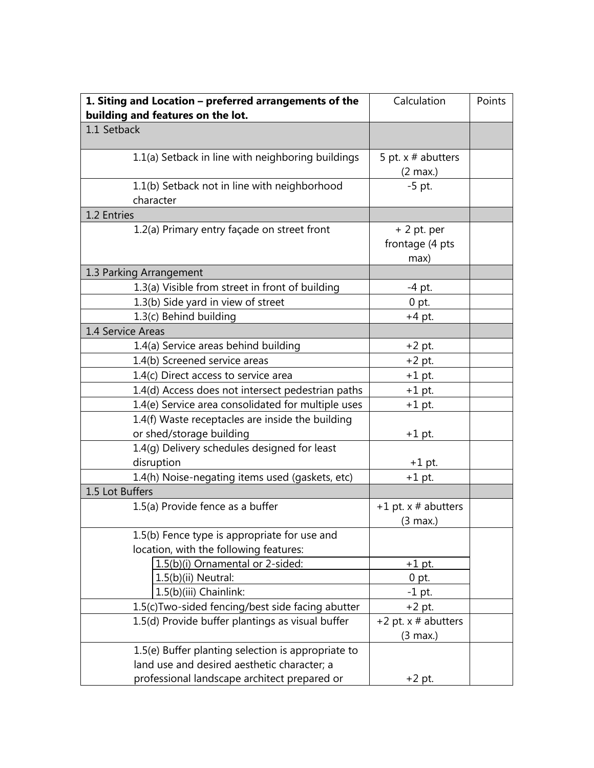| **1. Siting and Location – preferred arrangements of the building and features on the lot.** | Calculation | Points |
|---|---|---|
| 1.1 Setback | | |
| 1.1(a) Setback in line with neighboring buildings | 5 pt. x # abutters (2 max.) | |
| 1.1(b) Setback not in line with neighborhood character | -5 pt. | |
| 1.2 Entries | | |
| 1.2(a) Primary entry façade on street front | + 2 pt. per frontage (4 pts max) | |
| 1.3 Parking Arrangement | | |
| 1.3(a) Visible from street in front of building | -4 pt. | |
| 1.3(b) Side yard in view of street | 0 pt. | |
| 1.3(c) Behind building | +4 pt. | |
| 1.4 Service Areas | | |
| 1.4(a) Service areas behind building | +2 pt. | |
| 1.4(b) Screened service areas | +2 pt. | |
| 1.4(c) Direct access to service area | +1 pt. | |
| 1.4(d) Access does not intersect pedestrian paths | +1 pt. | |
| 1.4(e) Service area consolidated for multiple uses | +1 pt. | |
| 1.4(f) Waste receptacles are inside the building or shed/storage building | +1 pt. | |
| 1.4(g) Delivery schedules designed for least disruption | +1 pt. | |
| 1.4(h) Noise-negating items used (gaskets, etc) | +1 pt. | |
| 1.5 Lot Buffers | | |
| 1.5(a) Provide fence as a buffer | +1 pt. x # abutters (3 max.) | |
| 1.5(b) Fence type is appropriate for use and location, with the following features: | | |
| 1.5(b)(i) Ornamental or 2-sided: | +1 pt. | |
| 1.5(b)(ii) Neutral: | 0 pt. | |
| 1.5(b)(iii) Chainlink: | -1 pt. | |
| 1.5(c)Two-sided fencing/best side facing abutter | +2 pt. | |
| 1.5(d) Provide buffer plantings as visual buffer | +2 pt. x # abutters (3 max.) | |
| 1.5(e) Buffer planting selection is appropriate to land use and desired aesthetic character; a professional landscape architect prepared or | +2 pt. | |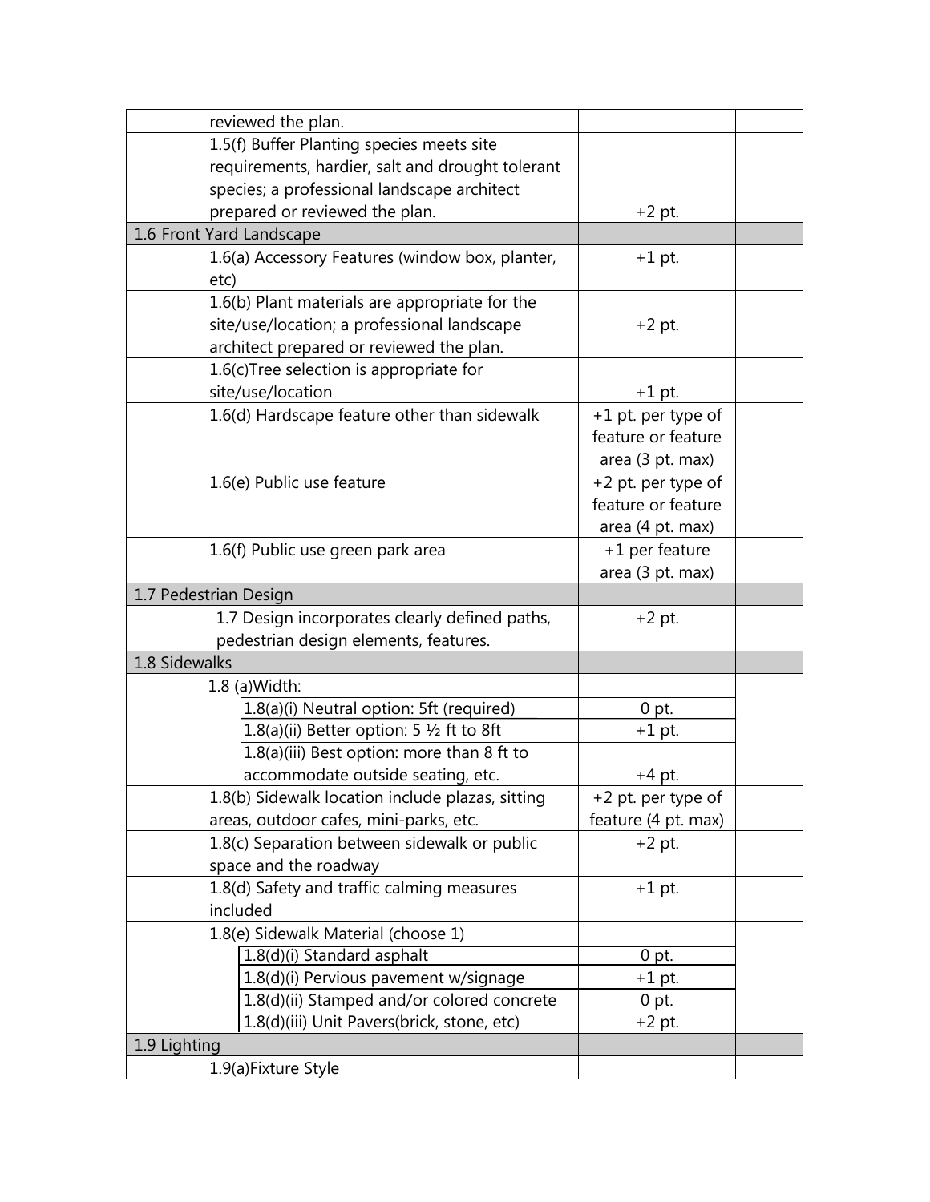| | | |
|---|---|---|
| reviewed the plan. | | |
| 1.5(f) Buffer Planting species meets site requirements, hardier, salt and drought tolerant species; a professional landscape architect prepared or reviewed the plan. | +2 pt. | |
| **1.6 Front Yard Landscape** | | |
| 1.6(a) Accessory Features (window box, planter, etc) | +1 pt. | |
| 1.6(b) Plant materials are appropriate for the site/use/location; a professional landscape architect prepared or reviewed the plan. | +2 pt. | |
| 1.6(c)Tree selection is appropriate for site/use/location | +1 pt. | |
| 1.6(d) Hardscape feature other than sidewalk | +1 pt. per type of feature or feature area (3 pt. max) | |
| 1.6(e) Public use feature | +2 pt. per type of feature or feature area (4 pt. max) | |
| 1.6(f) Public use green park area | +1 per feature area (3 pt. max) | |
| **1.7 Pedestrian Design** | | |
| 1.7 Design incorporates clearly defined paths, pedestrian design elements, features. | +2 pt. | |
| **1.8 Sidewalks** | | |
| 1.8 (a)Width: | | |
| 1.8(a)(i) Neutral option: 5ft (required) | 0 pt. | |
| 1.8(a)(ii) Better option: 5 ½ ft to 8ft | +1 pt. | |
| 1.8(a)(iii) Best option: more than 8 ft to accommodate outside seating, etc. | +4 pt. | |
| 1.8(b) Sidewalk location include plazas, sitting areas, outdoor cafes, mini-parks, etc. | +2 pt. per type of feature (4 pt. max) | |
| 1.8(c) Separation between sidewalk or public space and the roadway | +2 pt. | |
| 1.8(d) Safety and traffic calming measures included | +1 pt. | |
| 1.8(e) Sidewalk Material (choose 1) | | |
| 1.8(d)(i) Standard asphalt | 0 pt. | |
| 1.8(d)(i) Pervious pavement w/signage | +1 pt. | |
| 1.8(d)(ii) Stamped and/or colored concrete | 0 pt. | |
| 1.8(d)(iii) Unit Pavers(brick, stone, etc) | +2 pt. | |
| **1.9 Lighting** | | |
| 1.9(a)Fixture Style | | |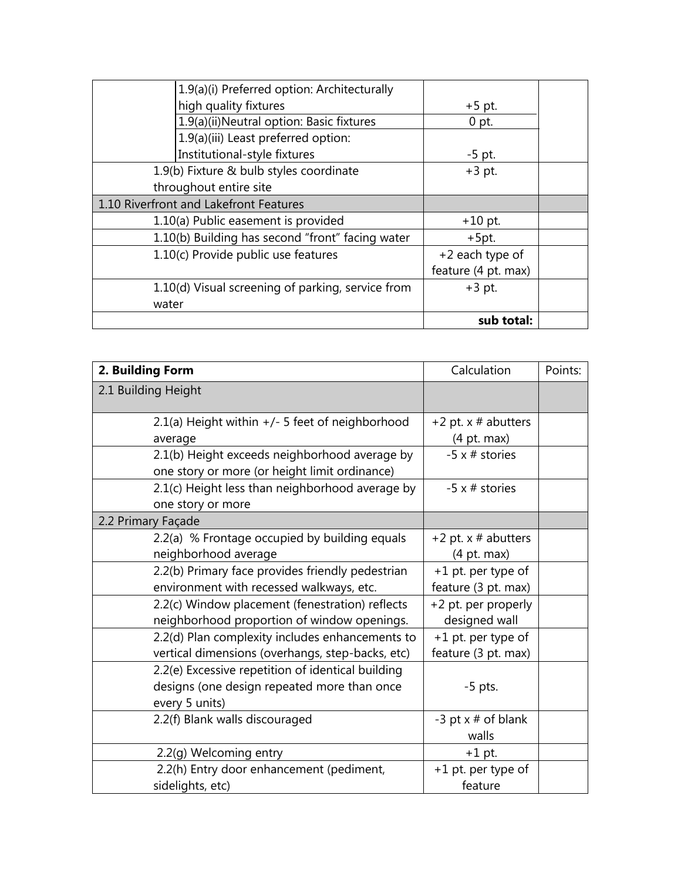| | | |
|---|---|---|
| 1.9(a)(i) Preferred option: Architecturally high quality fixtures | +5 pt. | |
| 1.9(a)(ii)Neutral option: Basic fixtures | 0 pt. | |
| 1.9(a)(iii) Least preferred option: Institutional-style fixtures | -5 pt. | |
| 1.9(b) Fixture & bulb styles coordinate throughout entire site | +3 pt. | |
| 1.10 Riverfront and Lakefront Features | | |
| 1.10(a) Public easement is provided | +10 pt. | |
| 1.10(b) Building has second "front" facing water | +5pt. | |
| 1.10(c) Provide public use features | +2 each type of feature (4 pt. max) | |
| 1.10(d) Visual screening of parking, service from water | +3 pt. | |
| | **sub total:** | |

| **2. Building Form** | Calculation | Points: |
|---|---|---|
| 2.1 Building Height | | |
| 2.1(a) Height within +/- 5 feet of neighborhood average | +2 pt. x # abutters (4 pt. max) | |
| 2.1(b) Height exceeds neighborhood average by one story or more (or height limit ordinance) | -5 x # stories | |
| 2.1(c) Height less than neighborhood average by one story or more | -5 x # stories | |
| 2.2 Primary Façade | | |
| 2.2(a) % Frontage occupied by building equals neighborhood average | +2 pt. x # abutters (4 pt. max) | |
| 2.2(b) Primary face provides friendly pedestrian environment with recessed walkways, etc. | +1 pt. per type of feature (3 pt. max) | |
| 2.2(c) Window placement (fenestration) reflects neighborhood proportion of window openings. | +2 pt. per properly designed wall | |
| 2.2(d) Plan complexity includes enhancements to vertical dimensions (overhangs, step-backs, etc) | +1 pt. per type of feature (3 pt. max) | |
| 2.2(e) Excessive repetition of identical building designs (one design repeated more than once every 5 units) | -5 pts. | |
| 2.2(f) Blank walls discouraged | -3 pt x # of blank walls | |
| 2.2(g) Welcoming entry | +1 pt. | |
| 2.2(h) Entry door enhancement (pediment, sidelights, etc) | +1 pt. per type of feature | |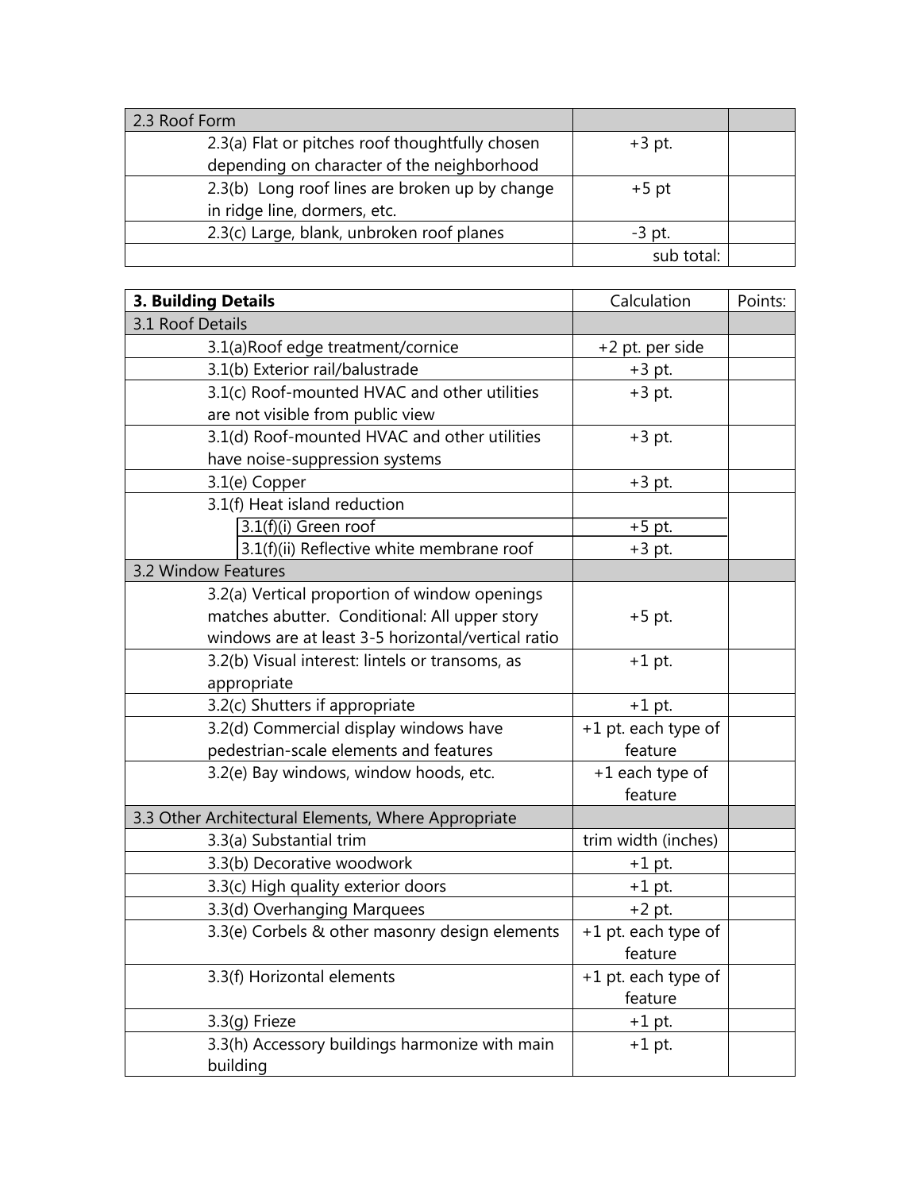| 2.3 Roof Form | | |
|---|---|---|
| 2.3(a) Flat or pitches roof thoughtfully chosen depending on character of the neighborhood | +3 pt. | |
| 2.3(b) Long roof lines are broken up by change in ridge line, dormers, etc. | +5 pt | |
| 2.3(c) Large, blank, unbroken roof planes | -3 pt. | |
| | sub total: | |

| **3. Building Details** | Calculation | Points: |
|---|---|---|
| 3.1 Roof Details | | |
| 3.1(a)Roof edge treatment/cornice | +2 pt. per side | |
| 3.1(b) Exterior rail/balustrade | +3 pt. | |
| 3.1(c) Roof-mounted HVAC and other utilities are not visible from public view | +3 pt. | |
| 3.1(d) Roof-mounted HVAC and other utilities have noise-suppression systems | +3 pt. | |
| 3.1(e) Copper | +3 pt. | |
| 3.1(f) Heat island reduction | | |
| 3.1(f)(i) Green roof | +5 pt. | |
| 3.1(f)(ii) Reflective white membrane roof | +3 pt. | |
| 3.2 Window Features | | |
| 3.2(a) Vertical proportion of window openings matches abutter. Conditional: All upper story windows are at least 3-5 horizontal/vertical ratio | +5 pt. | |
| 3.2(b) Visual interest: lintels or transoms, as appropriate | +1 pt. | |
| 3.2(c) Shutters if appropriate | +1 pt. | |
| 3.2(d) Commercial display windows have pedestrian-scale elements and features | +1 pt. each type of feature | |
| 3.2(e) Bay windows, window hoods, etc. | +1 each type of feature | |
| 3.3 Other Architectural Elements, Where Appropriate | | |
| 3.3(a) Substantial trim | trim width (inches) | |
| 3.3(b) Decorative woodwork | +1 pt. | |
| 3.3(c) High quality exterior doors | +1 pt. | |
| 3.3(d) Overhanging Marquees | +2 pt. | |
| 3.3(e) Corbels & other masonry design elements | +1 pt. each type of feature | |
| 3.3(f) Horizontal elements | +1 pt. each type of feature | |
| 3.3(g) Frieze | +1 pt. | |
| 3.3(h) Accessory buildings harmonize with main building | +1 pt. | |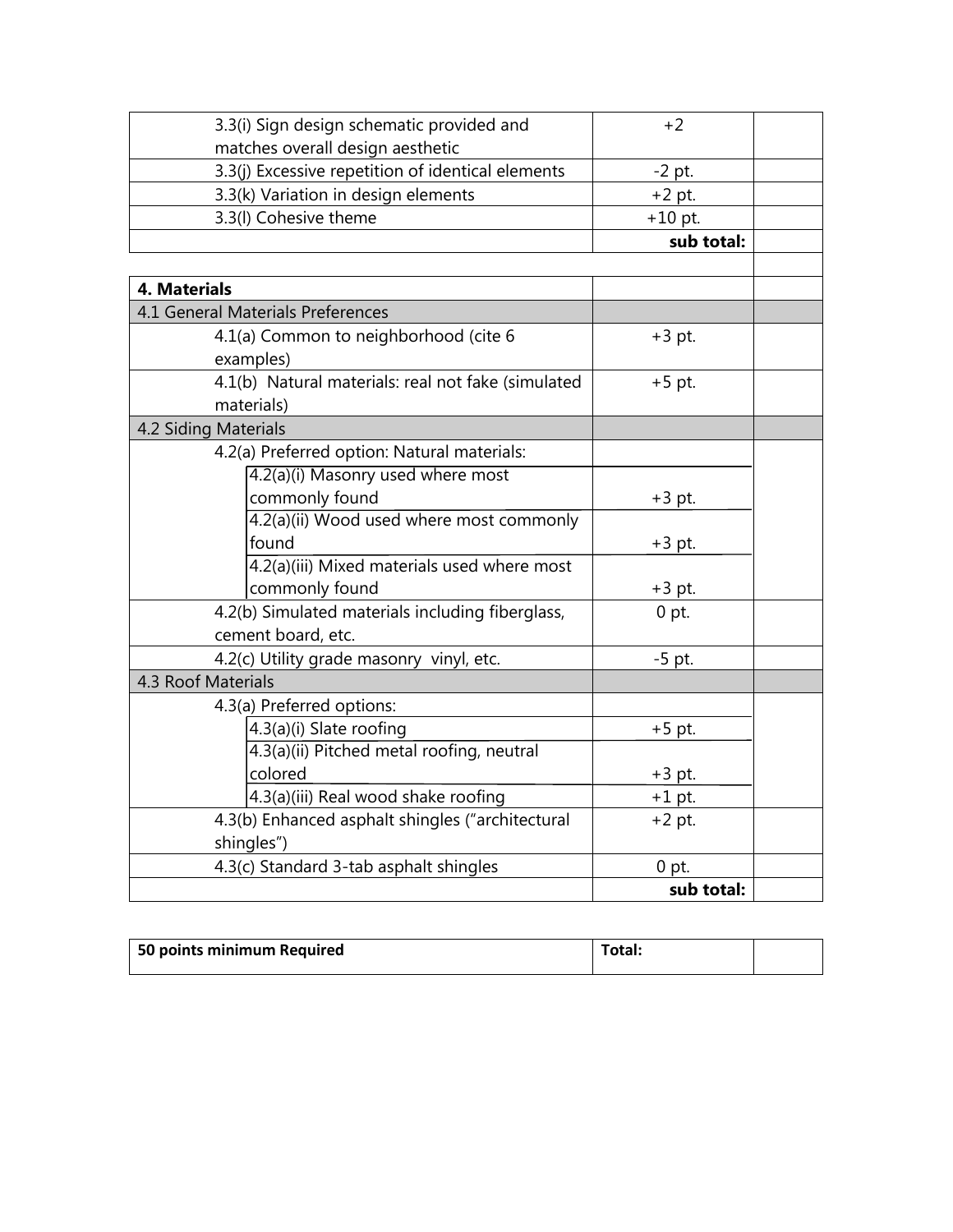| | | |
|---|---|---|
| 3.3(i) Sign design schematic provided and matches overall design aesthetic | +2 | |
| 3.3(j) Excessive repetition of identical elements | -2 pt. | |
| 3.3(k) Variation in design elements | +2 pt. | |
| 3.3(l) Cohesive theme | +10 pt. | |
| | **sub total:** | |

| | | |
|---|---|---|
| **4. Materials** | | |
| 4.1 General Materials Preferences | | |
| 4.1(a) Common to neighborhood (cite 6 examples) | +3 pt. | |
| 4.1(b) Natural materials: real not fake (simulated materials) | +5 pt. | |
| 4.2 Siding Materials | | |
| 4.2(a) Preferred option: Natural materials: | | |
| 4.2(a)(i) Masonry used where most commonly found | +3 pt. | |
| 4.2(a)(ii) Wood used where most commonly found | +3 pt. | |
| 4.2(a)(iii) Mixed materials used where most commonly found | +3 pt. | |
| 4.2(b) Simulated materials including fiberglass, cement board, etc. | 0 pt. | |
| 4.2(c) Utility grade masonry vinyl, etc. | -5 pt. | |
| 4.3 Roof Materials | | |
| 4.3(a) Preferred options: | | |
| 4.3(a)(i) Slate roofing | +5 pt. | |
| 4.3(a)(ii) Pitched metal roofing, neutral colored | +3 pt. | |
| 4.3(a)(iii) Real wood shake roofing | +1 pt. | |
| 4.3(b) Enhanced asphalt shingles ("architectural shingles") | +2 pt. | |
| 4.3(c) Standard 3-tab asphalt shingles | 0 pt. | |
| | **sub total:** | |

| | | |
|---|---|---|
| **50 points minimum Required** | **Total:** | |